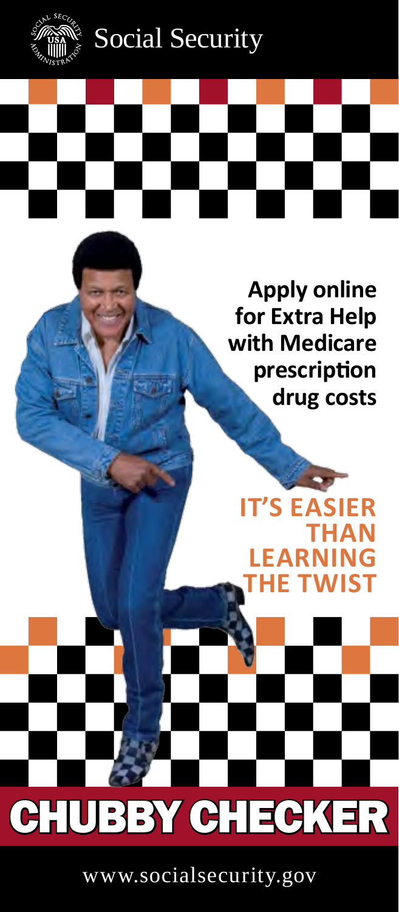Social Security

**Apply online for Extra Help with Medicare prescription drug costs**

## IT'S EASIER THAN LEARNING THE TWIST

# CHUBBY CHECKER

www.socialsecurity.gov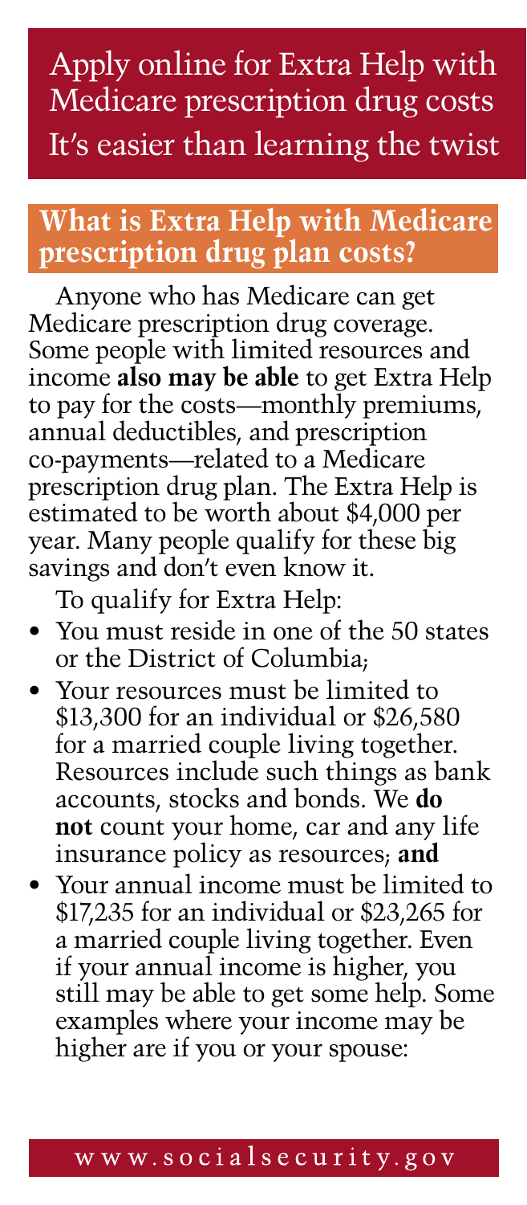# Apply online for Extra Help with Medicare prescription drug costs

It's easier than learning the twist

## What is Extra Help with Medicare prescription drug plan costs?

Anyone who has Medicare can get Medicare prescription drug coverage. Some people with limited resources and income **also may be able** to get Extra Help to pay for the costs—monthly premiums, annual deductibles, and prescription co-payments—related to a Medicare prescription drug plan. The Extra Help is estimated to be worth about $4,000 per year. Many people qualify for these big savings and don't even know it.

To qualify for Extra Help:

- You must reside in one of the 50 states or the District of Columbia;
- Your resources must be limited to $13,300 for an individual or $26,580 for a married couple living together. Resources include such things as bank accounts, stocks and bonds. We **do not** count your home, car and any life insurance policy as resources; **and**
- Your annual income must be limited to $17,235 for an individual or $23,265 for a married couple living together. Even if your annual income is higher, you still may be able to get some help. Some examples where your income may be higher are if you or your spouse: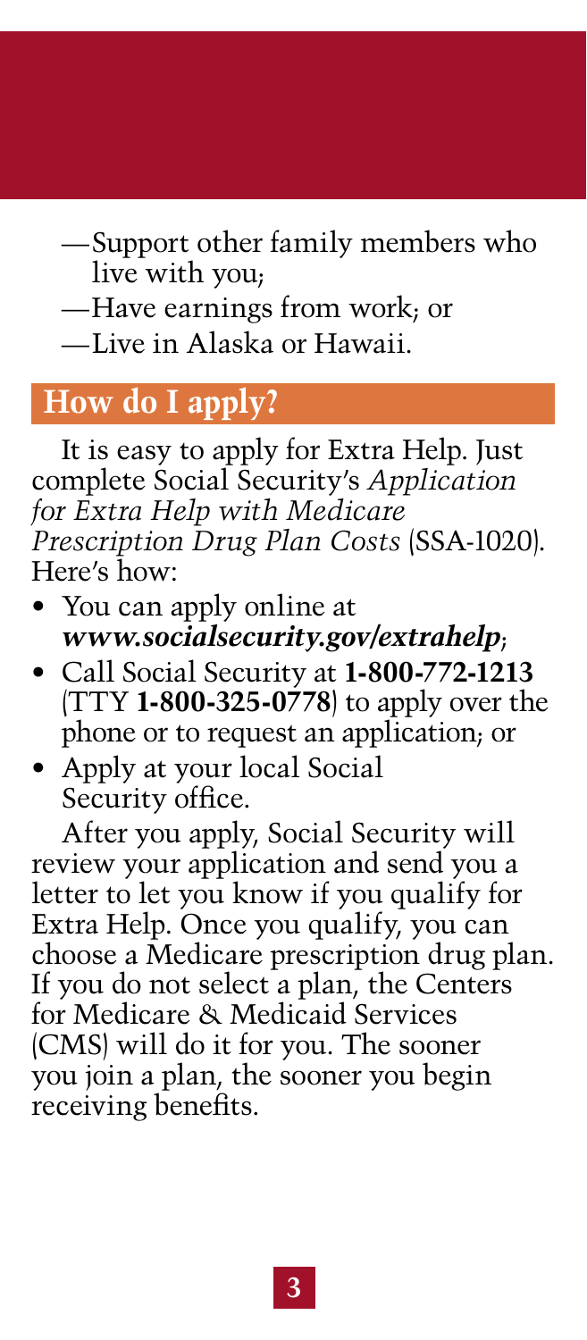—Support other family members who live with you;

—Have earnings from work; or

—Live in Alaska or Hawaii.

## How do I apply?

It is easy to apply for Extra Help. Just complete Social Security's *Application for Extra Help with Medicare Prescription Drug Plan Costs* (SSA-1020). Here's how:

- You can apply online at ***www.socialsecurity.gov/extrahelp***;
- Call Social Security at **1-800-772-1213** (TTY **1-800-325-0778**) to apply over the phone or to request an application; or
- Apply at your local Social Security office.

After you apply, Social Security will review your application and send you a letter to let you know if you qualify for Extra Help. Once you qualify, you can choose a Medicare prescription drug plan. If you do not select a plan, the Centers for Medicare & Medicaid Services (CMS) will do it for you. The sooner you join a plan, the sooner you begin receiving benefits.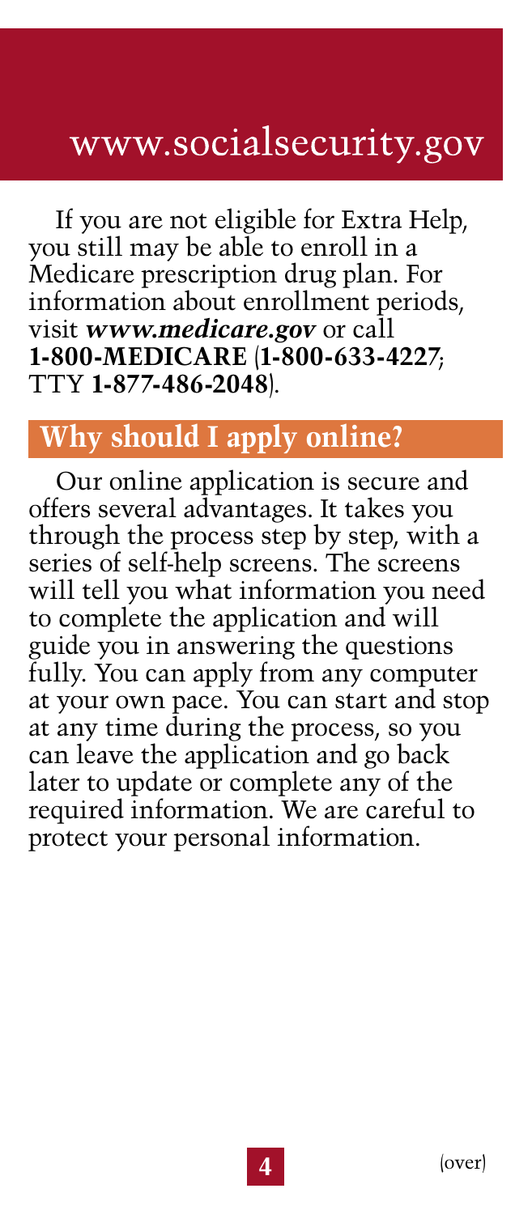If you are not eligible for Extra Help, you still may be able to enroll in a Medicare prescription drug plan. For information about enrollment periods, visit ***www.medicare.gov*** or call **1-800-MEDICARE** (**1-800-633-4227**; TTY **1-877-486-2048**).

## Why should I apply online?

Our online application is secure and offers several advantages. It takes you through the process step by step, with a series of self-help screens. The screens will tell you what information you need to complete the application and will guide you in answering the questions fully. You can apply from any computer at your own pace. You can start and stop at any time during the process, so you can leave the application and go back later to update or complete any of the required information. We are careful to protect your personal information.

(over)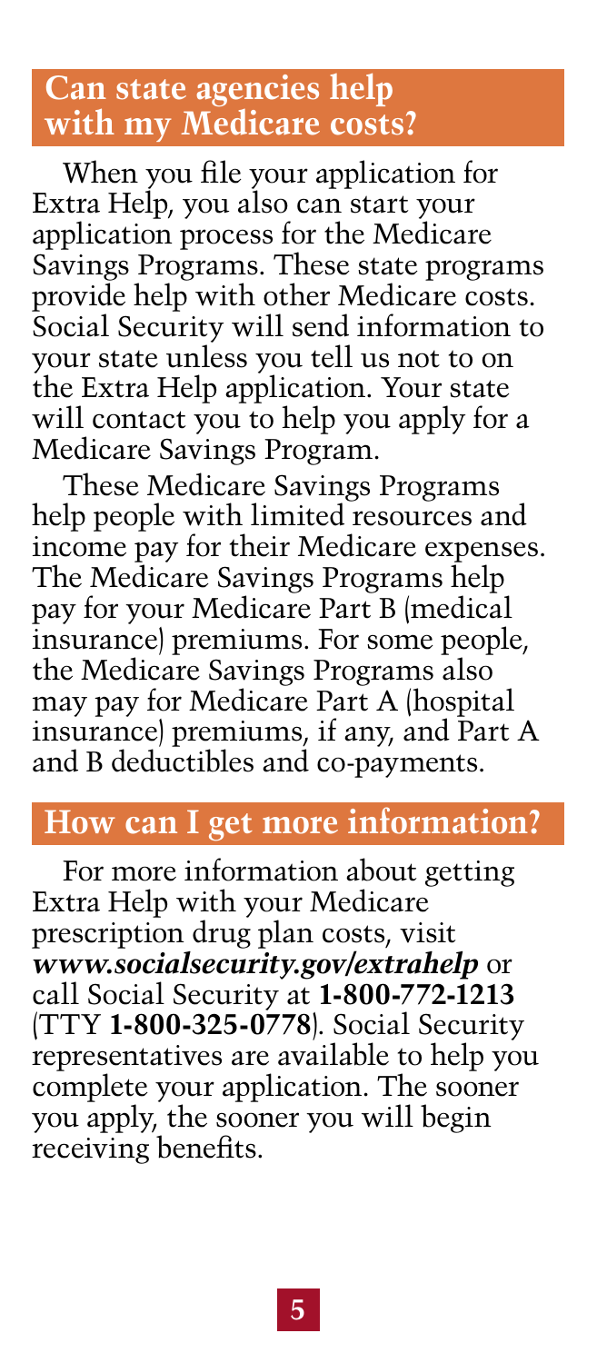## Can state agencies help with my Medicare costs?

When you file your application for Extra Help, you also can start your application process for the Medicare Savings Programs. These state programs provide help with other Medicare costs. Social Security will send information to your state unless you tell us not to on the Extra Help application. Your state will contact you to help you apply for a Medicare Savings Program.

These Medicare Savings Programs help people with limited resources and income pay for their Medicare expenses. The Medicare Savings Programs help pay for your Medicare Part B (medical insurance) premiums. For some people, the Medicare Savings Programs also may pay for Medicare Part A (hospital insurance) premiums, if any, and Part A and B deductibles and co-payments.

## How can I get more information?

For more information about getting Extra Help with your Medicare prescription drug plan costs, visit ***www.socialsecurity.gov/extrahelp*** or call Social Security at **1-800-772-1213** (TTY **1-800-325-0778**). Social Security representatives are available to help you complete your application. The sooner you apply, the sooner you will begin receiving benefits.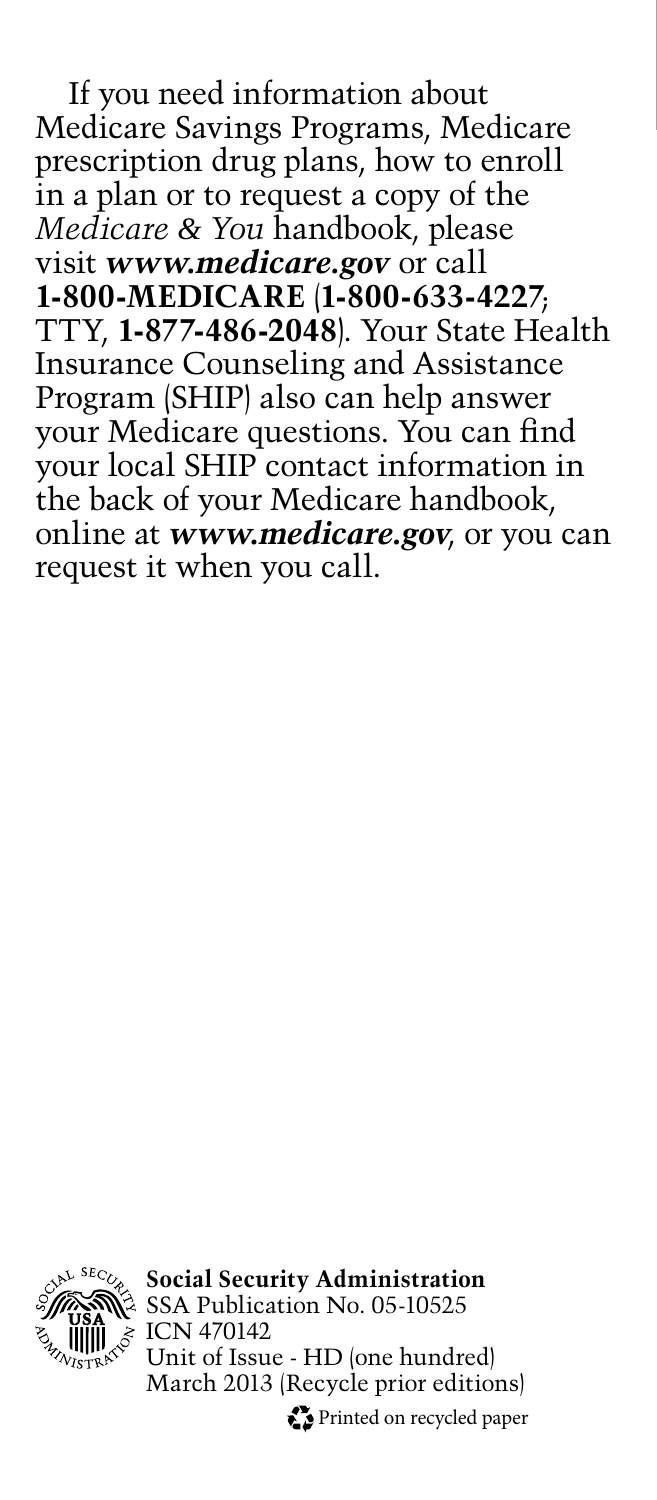If you need information about Medicare Savings Programs, Medicare prescription drug plans, how to enroll in a plan or to request a copy of the *Medicare & You* handbook, please visit ***www.medicare.gov*** or call **1-800-MEDICARE** (**1-800-633-4227**; TTY, **1-877-486-2048**). Your State Health Insurance Counseling and Assistance Program (SHIP) also can help answer your Medicare questions. You can find your local SHIP contact information in the back of your Medicare handbook, online at ***www.medicare.gov***, or you can request it when you call.

**Social Security Administration**
SSA Publication No. 05-10525
ICN 470142
Unit of Issue - HD (one hundred)
March 2013 (Recycle prior editions)

Printed on recycled paper